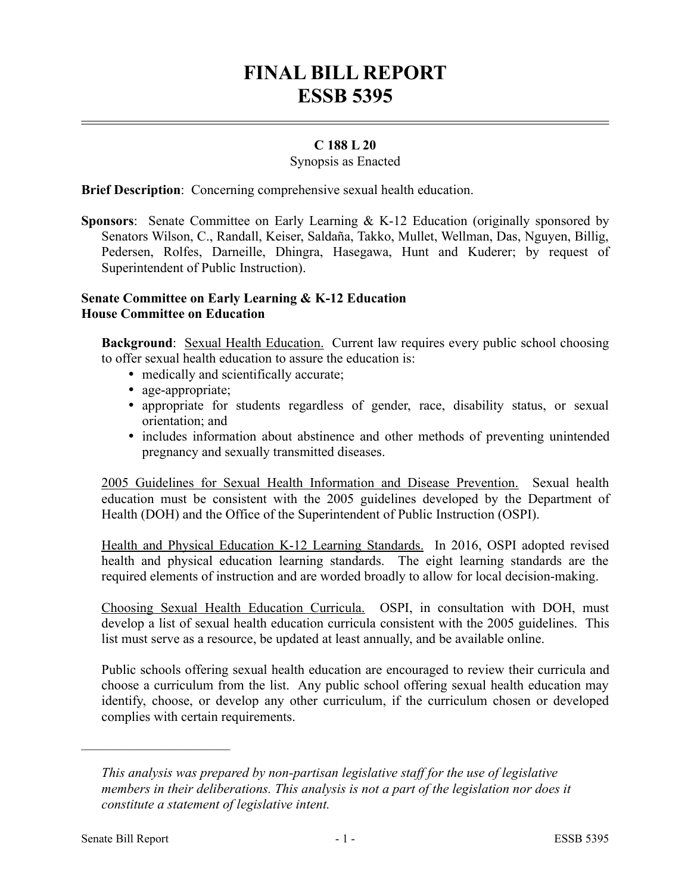# FINAL BILL REPORT
# ESSB 5395

**C 188 L 20**

Synopsis as Enacted

**Brief Description**: Concerning comprehensive sexual health education.

**Sponsors**: Senate Committee on Early Learning & K-12 Education (originally sponsored by Senators Wilson, C., Randall, Keiser, Saldaña, Takko, Mullet, Wellman, Das, Nguyen, Billig, Pedersen, Rolfes, Darneille, Dhingra, Hasegawa, Hunt and Kuderer; by request of Superintendent of Public Instruction).

**Senate Committee on Early Learning & K-12 Education**
**House Committee on Education**

**Background**: Sexual Health Education. Current law requires every public school choosing to offer sexual health education to assure the education is:

- medically and scientifically accurate;
- age-appropriate;
- appropriate for students regardless of gender, race, disability status, or sexual orientation; and
- includes information about abstinence and other methods of preventing unintended pregnancy and sexually transmitted diseases.

2005 Guidelines for Sexual Health Information and Disease Prevention. Sexual health education must be consistent with the 2005 guidelines developed by the Department of Health (DOH) and the Office of the Superintendent of Public Instruction (OSPI).

Health and Physical Education K-12 Learning Standards. In 2016, OSPI adopted revised health and physical education learning standards. The eight learning standards are the required elements of instruction and are worded broadly to allow for local decision-making.

Choosing Sexual Health Education Curricula. OSPI, in consultation with DOH, must develop a list of sexual health education curricula consistent with the 2005 guidelines. This list must serve as a resource, be updated at least annually, and be available online.

Public schools offering sexual health education are encouraged to review their curricula and choose a curriculum from the list. Any public school offering sexual health education may identify, choose, or develop any other curriculum, if the curriculum chosen or developed complies with certain requirements.

---

*This analysis was prepared by non-partisan legislative staff for the use of legislative members in their deliberations. This analysis is not a part of the legislation nor does it constitute a statement of legislative intent.*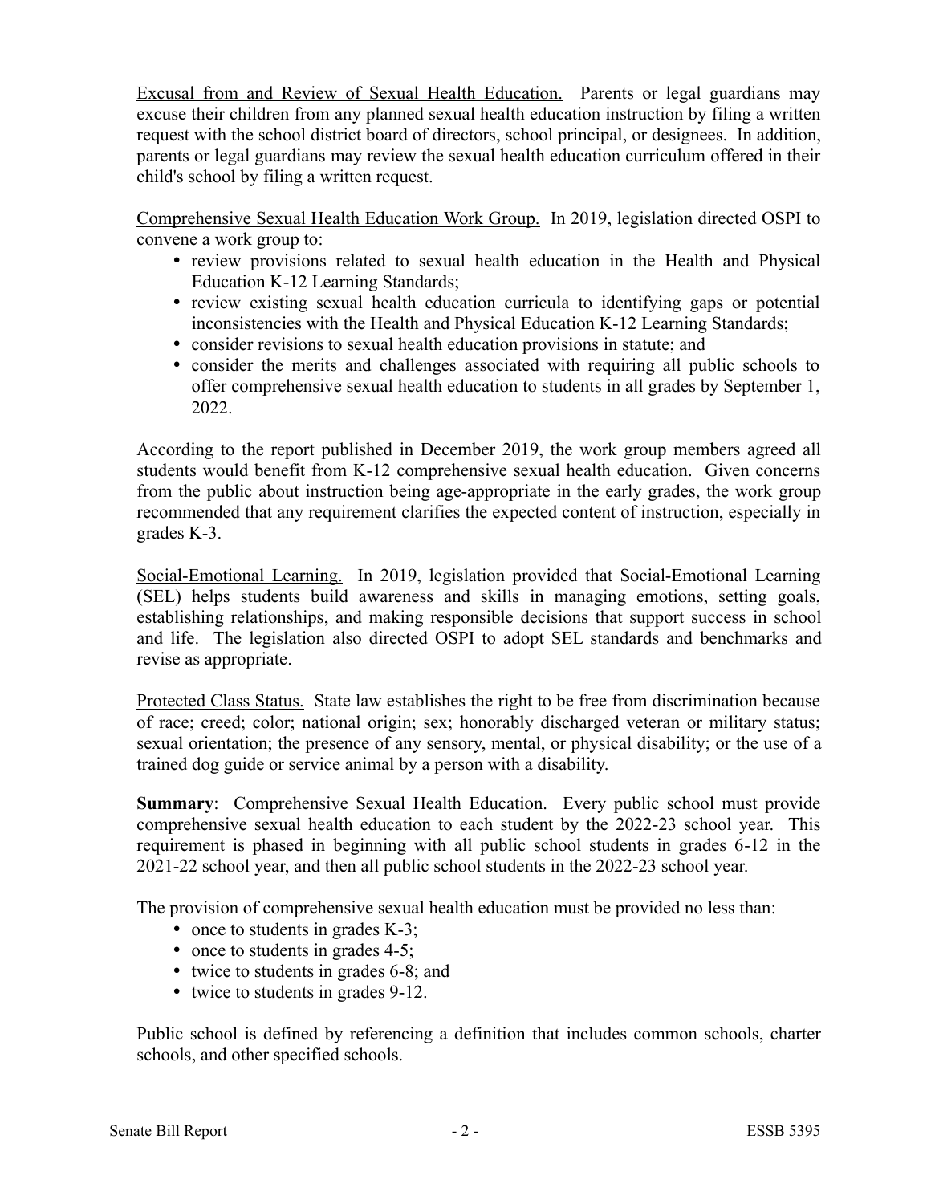Excusal from and Review of Sexual Health Education. Parents or legal guardians may excuse their children from any planned sexual health education instruction by filing a written request with the school district board of directors, school principal, or designees. In addition, parents or legal guardians may review the sexual health education curriculum offered in their child's school by filing a written request.

Comprehensive Sexual Health Education Work Group. In 2019, legislation directed OSPI to convene a work group to:

- review provisions related to sexual health education in the Health and Physical Education K-12 Learning Standards;
- review existing sexual health education curricula to identifying gaps or potential inconsistencies with the Health and Physical Education K-12 Learning Standards;
- consider revisions to sexual health education provisions in statute; and
- consider the merits and challenges associated with requiring all public schools to offer comprehensive sexual health education to students in all grades by September 1, 2022.

According to the report published in December 2019, the work group members agreed all students would benefit from K-12 comprehensive sexual health education. Given concerns from the public about instruction being age-appropriate in the early grades, the work group recommended that any requirement clarifies the expected content of instruction, especially in grades K-3.

Social-Emotional Learning. In 2019, legislation provided that Social-Emotional Learning (SEL) helps students build awareness and skills in managing emotions, setting goals, establishing relationships, and making responsible decisions that support success in school and life. The legislation also directed OSPI to adopt SEL standards and benchmarks and revise as appropriate.

Protected Class Status. State law establishes the right to be free from discrimination because of race; creed; color; national origin; sex; honorably discharged veteran or military status; sexual orientation; the presence of any sensory, mental, or physical disability; or the use of a trained dog guide or service animal by a person with a disability.

**Summary**: Comprehensive Sexual Health Education. Every public school must provide comprehensive sexual health education to each student by the 2022-23 school year. This requirement is phased in beginning with all public school students in grades 6-12 in the 2021-22 school year, and then all public school students in the 2022-23 school year.

The provision of comprehensive sexual health education must be provided no less than:

- once to students in grades K-3;
- once to students in grades 4-5;
- twice to students in grades 6-8; and
- twice to students in grades 9-12.

Public school is defined by referencing a definition that includes common schools, charter schools, and other specified schools.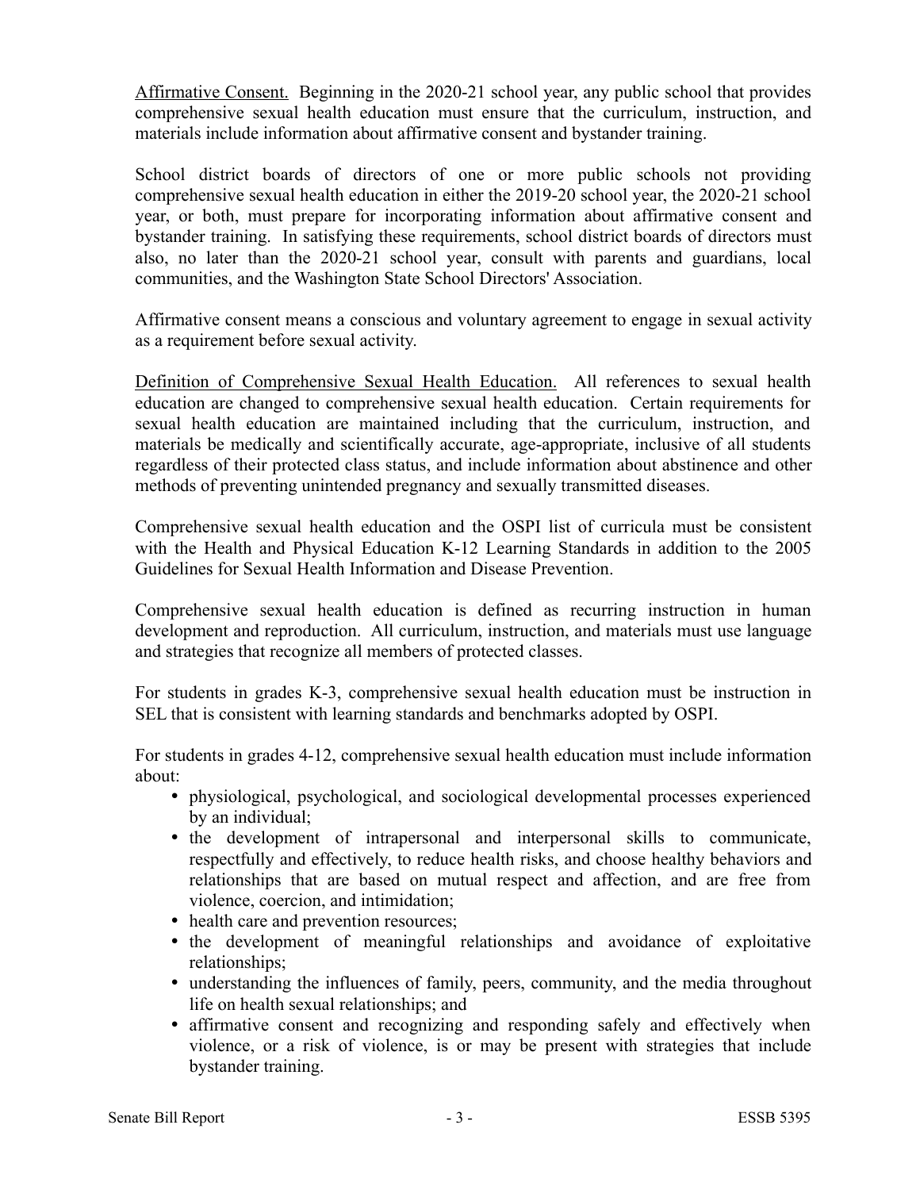Affirmative Consent. Beginning in the 2020-21 school year, any public school that provides comprehensive sexual health education must ensure that the curriculum, instruction, and materials include information about affirmative consent and bystander training.

School district boards of directors of one or more public schools not providing comprehensive sexual health education in either the 2019-20 school year, the 2020-21 school year, or both, must prepare for incorporating information about affirmative consent and bystander training. In satisfying these requirements, school district boards of directors must also, no later than the 2020-21 school year, consult with parents and guardians, local communities, and the Washington State School Directors' Association.

Affirmative consent means a conscious and voluntary agreement to engage in sexual activity as a requirement before sexual activity.

Definition of Comprehensive Sexual Health Education. All references to sexual health education are changed to comprehensive sexual health education. Certain requirements for sexual health education are maintained including that the curriculum, instruction, and materials be medically and scientifically accurate, age-appropriate, inclusive of all students regardless of their protected class status, and include information about abstinence and other methods of preventing unintended pregnancy and sexually transmitted diseases.

Comprehensive sexual health education and the OSPI list of curricula must be consistent with the Health and Physical Education K-12 Learning Standards in addition to the 2005 Guidelines for Sexual Health Information and Disease Prevention.

Comprehensive sexual health education is defined as recurring instruction in human development and reproduction. All curriculum, instruction, and materials must use language and strategies that recognize all members of protected classes.

For students in grades K-3, comprehensive sexual health education must be instruction in SEL that is consistent with learning standards and benchmarks adopted by OSPI.

For students in grades 4-12, comprehensive sexual health education must include information about:

- physiological, psychological, and sociological developmental processes experienced by an individual;
- the development of intrapersonal and interpersonal skills to communicate, respectfully and effectively, to reduce health risks, and choose healthy behaviors and relationships that are based on mutual respect and affection, and are free from violence, coercion, and intimidation;
- health care and prevention resources;
- the development of meaningful relationships and avoidance of exploitative relationships;
- understanding the influences of family, peers, community, and the media throughout life on health sexual relationships; and
- affirmative consent and recognizing and responding safely and effectively when violence, or a risk of violence, is or may be present with strategies that include bystander training.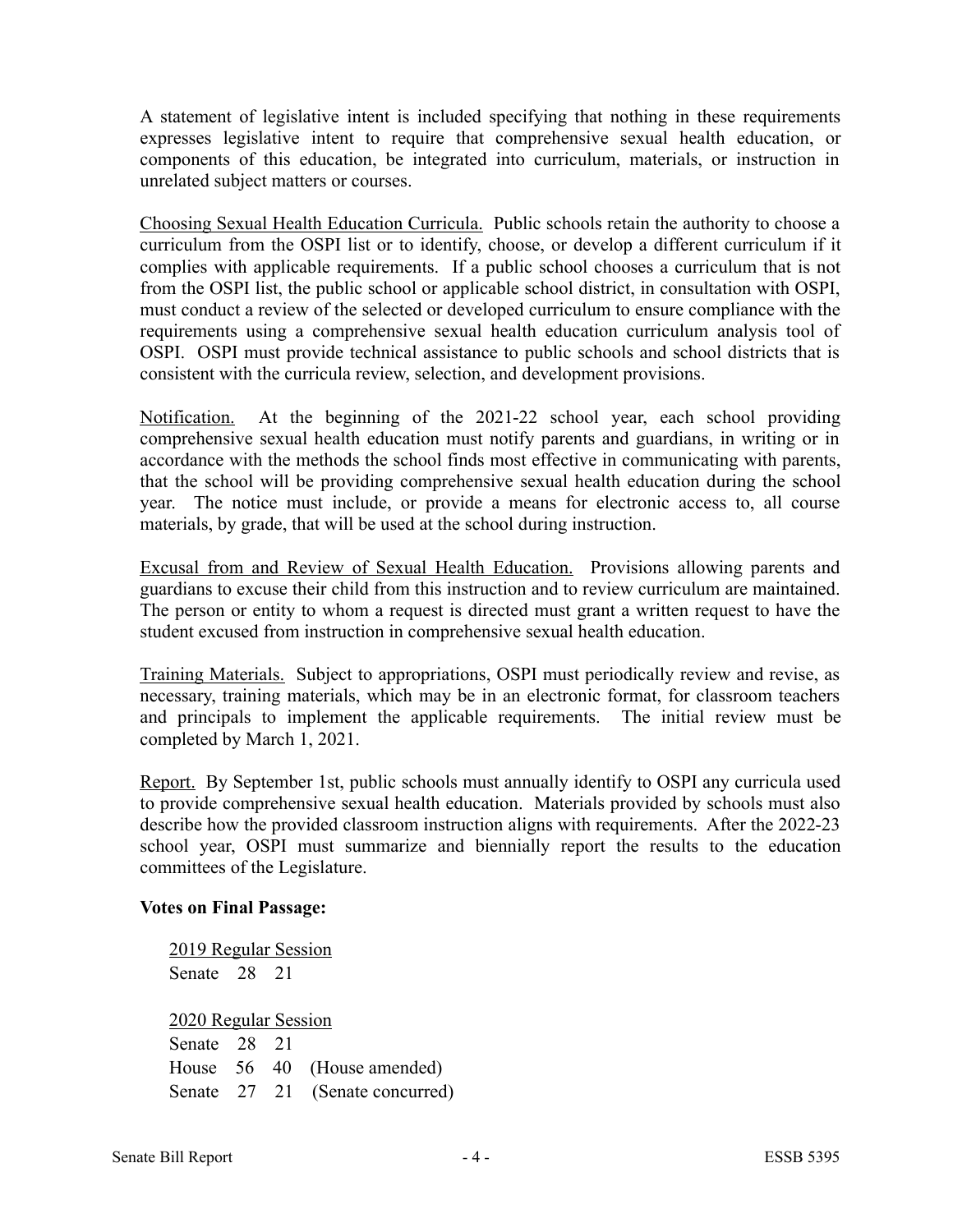A statement of legislative intent is included specifying that nothing in these requirements expresses legislative intent to require that comprehensive sexual health education, or components of this education, be integrated into curriculum, materials, or instruction in unrelated subject matters or courses.

Choosing Sexual Health Education Curricula. Public schools retain the authority to choose a curriculum from the OSPI list or to identify, choose, or develop a different curriculum if it complies with applicable requirements. If a public school chooses a curriculum that is not from the OSPI list, the public school or applicable school district, in consultation with OSPI, must conduct a review of the selected or developed curriculum to ensure compliance with the requirements using a comprehensive sexual health education curriculum analysis tool of OSPI. OSPI must provide technical assistance to public schools and school districts that is consistent with the curricula review, selection, and development provisions.

Notification. At the beginning of the 2021-22 school year, each school providing comprehensive sexual health education must notify parents and guardians, in writing or in accordance with the methods the school finds most effective in communicating with parents, that the school will be providing comprehensive sexual health education during the school year. The notice must include, or provide a means for electronic access to, all course materials, by grade, that will be used at the school during instruction.

Excusal from and Review of Sexual Health Education. Provisions allowing parents and guardians to excuse their child from this instruction and to review curriculum are maintained. The person or entity to whom a request is directed must grant a written request to have the student excused from instruction in comprehensive sexual health education.

Training Materials. Subject to appropriations, OSPI must periodically review and revise, as necessary, training materials, which may be in an electronic format, for classroom teachers and principals to implement the applicable requirements. The initial review must be completed by March 1, 2021.

Report. By September 1st, public schools must annually identify to OSPI any curricula used to provide comprehensive sexual health education. Materials provided by schools must also describe how the provided classroom instruction aligns with requirements. After the 2022-23 school year, OSPI must summarize and biennially report the results to the education committees of the Legislature.

**Votes on Final Passage:**

2019 Regular Session
Senate 28 21

2020 Regular Session
Senate 28 21
House 56 40 (House amended)
Senate 27 21 (Senate concurred)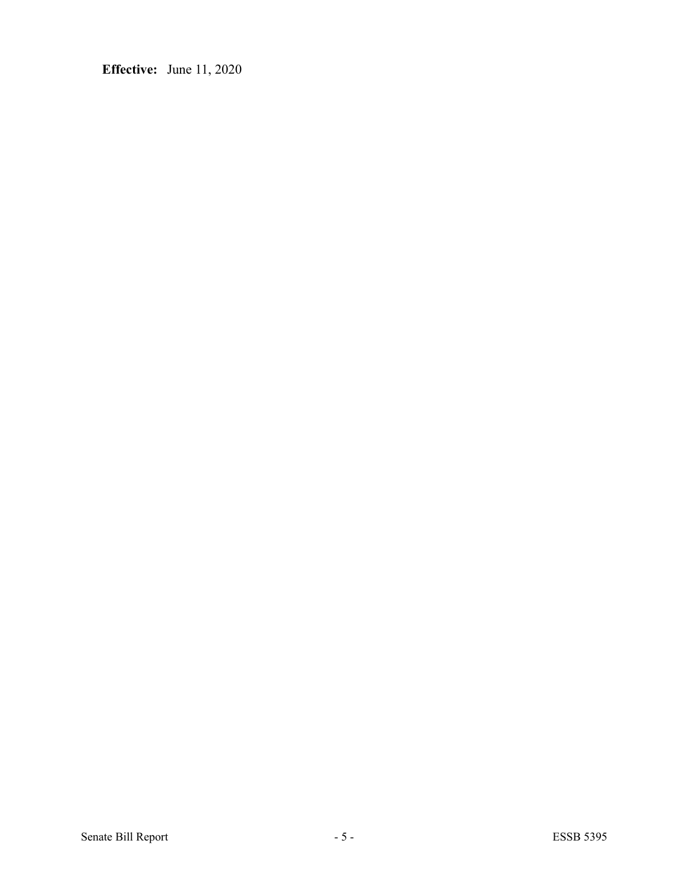**Effective:** June 11, 2020